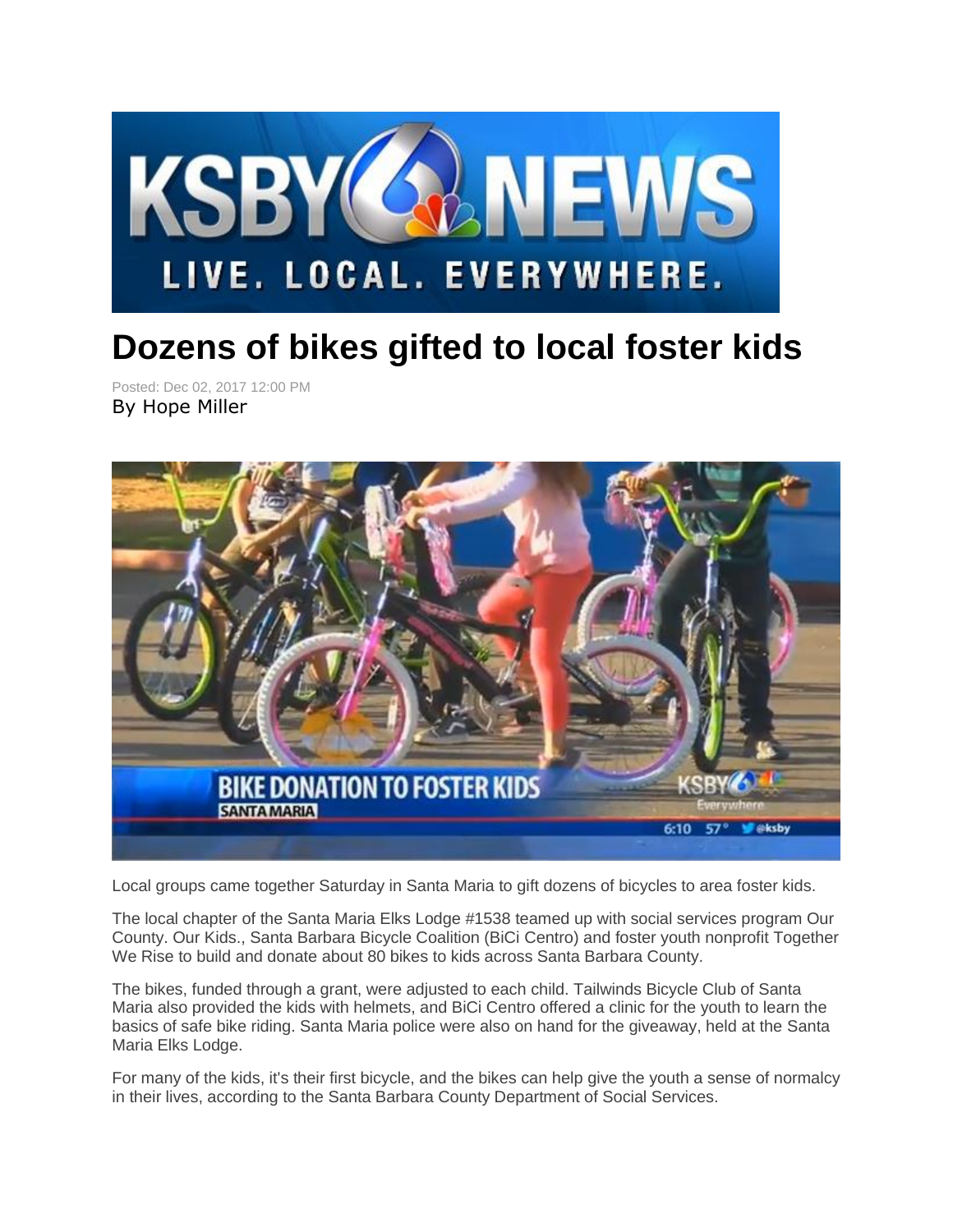# Dozens of bikes gifted to local foster kids

Posted: Dec 02, 2017 12:00 PM

By Hope Miller

Local groups came together Saturday in Santa Maria to gift dozens of bicycles to area foster kids.

The local chapter of the Santa Maria Elks Lodge #1538 teamed up with social services program Our County. Our Kids., Santa Barbara Bicycle Coalition (BiCi Centro) and foster youth nonprofit Together We Rise to build and donate about 80 bikes to kids across Santa Barbara County.

The bikes, funded through a grant, were adjusted to each child. Tailwinds Bicycle Club of Santa Maria also provided the kids with helmets, and BiCi Centro offered a clinic for the youth to learn the basics of safe bike riding. Santa Maria police were also on hand for the giveaway, held at the Santa Maria Elks Lodge.

For many of the kids, it's their first bicycle, and the bikes can help give the youth a sense of normalcy in their lives, according to the Santa Barbara County Department of Social Services.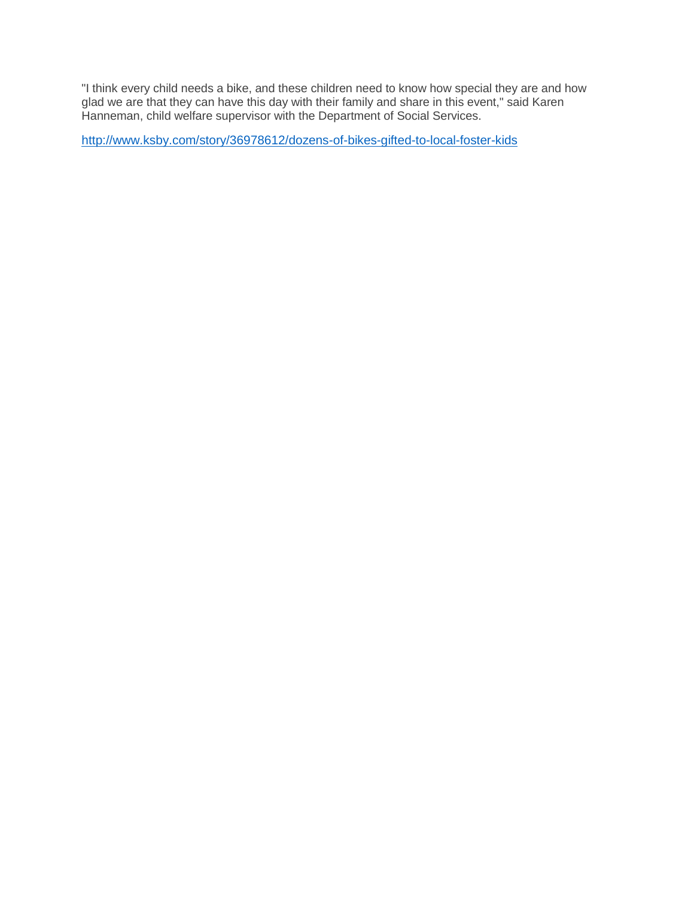"I think every child needs a bike, and these children need to know how special they are and how glad we are that they can have this day with their family and share in this event," said Karen Hanneman, child welfare supervisor with the Department of Social Services.

http://www.ksby.com/story/36978612/dozens-of-bikes-gifted-to-local-foster-kids